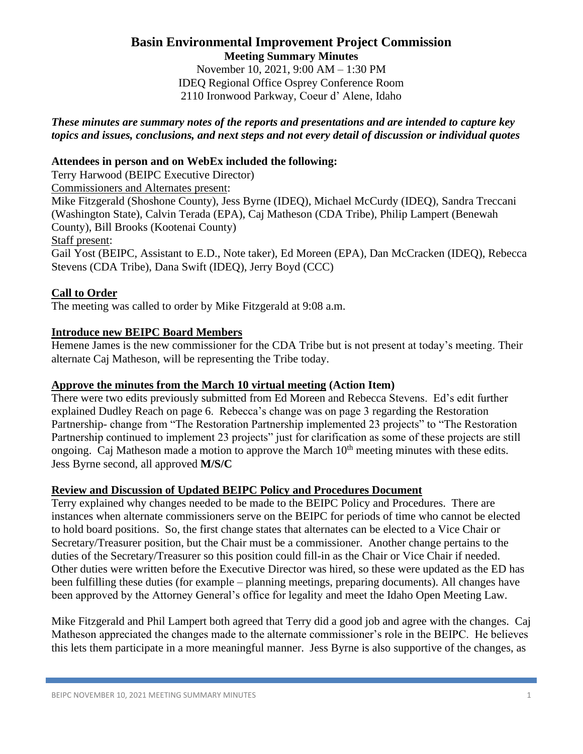# Basin Environmental Improvement Project Commission

**Meeting Summary Minutes**

November 10, 2021, 9:00 AM – 1:30 PM
IDEQ Regional Office Osprey Conference Room
2110 Ironwood Parkway, Coeur d' Alene, Idaho

***These minutes are summary notes of the reports and presentations and are intended to capture key topics and issues, conclusions, and next steps and not every detail of discussion or individual quotes***

**Attendees in person and on WebEx included the following:**

Terry Harwood (BEIPC Executive Director)

Commissioners and Alternates present:

Mike Fitzgerald (Shoshone County), Jess Byrne (IDEQ), Michael McCurdy (IDEQ), Sandra Treccani (Washington State), Calvin Terada (EPA), Caj Matheson (CDA Tribe), Philip Lampert (Benewah County), Bill Brooks (Kootenai County)

Staff present:

Gail Yost (BEIPC, Assistant to E.D., Note taker), Ed Moreen (EPA), Dan McCracken (IDEQ), Rebecca Stevens (CDA Tribe), Dana Swift (IDEQ), Jerry Boyd (CCC)

## Call to Order

The meeting was called to order by Mike Fitzgerald at 9:08 a.m.

## Introduce new BEIPC Board Members

Hemene James is the new commissioner for the CDA Tribe but is not present at today's meeting. Their alternate Caj Matheson, will be representing the Tribe today.

## Approve the minutes from the March 10 virtual meeting (Action Item)

There were two edits previously submitted from Ed Moreen and Rebecca Stevens. Ed's edit further explained Dudley Reach on page 6. Rebecca's change was on page 3 regarding the Restoration Partnership- change from "The Restoration Partnership implemented 23 projects" to "The Restoration Partnership continued to implement 23 projects" just for clarification as some of these projects are still ongoing. Caj Matheson made a motion to approve the March 10th meeting minutes with these edits. Jess Byrne second, all approved **M/S/C**

## Review and Discussion of Updated BEIPC Policy and Procedures Document

Terry explained why changes needed to be made to the BEIPC Policy and Procedures. There are instances when alternate commissioners serve on the BEIPC for periods of time who cannot be elected to hold board positions. So, the first change states that alternates can be elected to a Vice Chair or Secretary/Treasurer position, but the Chair must be a commissioner. Another change pertains to the duties of the Secretary/Treasurer so this position could fill-in as the Chair or Vice Chair if needed. Other duties were written before the Executive Director was hired, so these were updated as the ED has been fulfilling these duties (for example – planning meetings, preparing documents). All changes have been approved by the Attorney General's office for legality and meet the Idaho Open Meeting Law.

Mike Fitzgerald and Phil Lampert both agreed that Terry did a good job and agree with the changes. Caj Matheson appreciated the changes made to the alternate commissioner's role in the BEIPC. He believes this lets them participate in a more meaningful manner. Jess Byrne is also supportive of the changes, as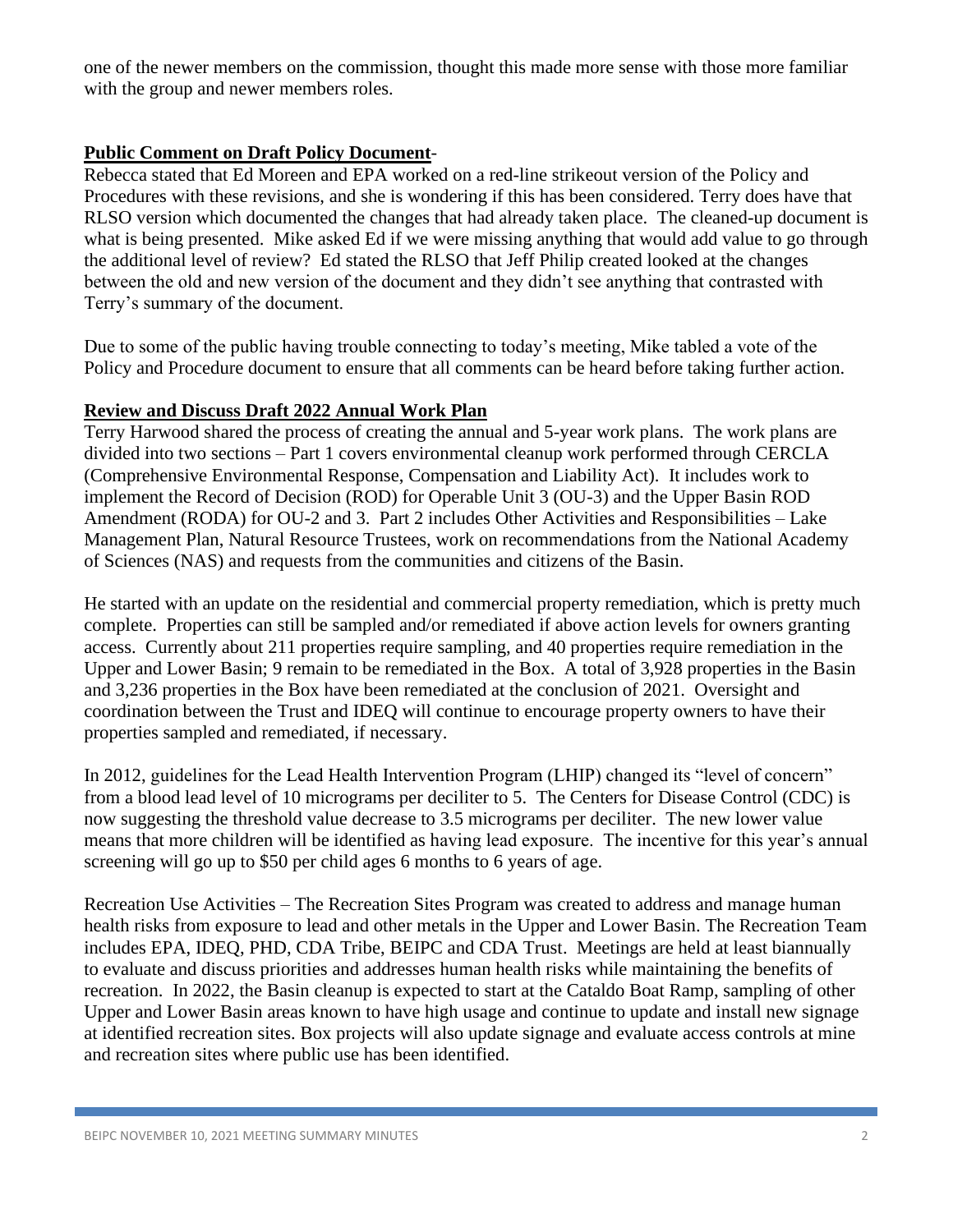one of the newer members on the commission, thought this made more sense with those more familiar with the group and newer members roles.

**Public Comment on Draft Policy Document-**

Rebecca stated that Ed Moreen and EPA worked on a red-line strikeout version of the Policy and Procedures with these revisions, and she is wondering if this has been considered. Terry does have that RLSO version which documented the changes that had already taken place. The cleaned-up document is what is being presented. Mike asked Ed if we were missing anything that would add value to go through the additional level of review? Ed stated the RLSO that Jeff Philip created looked at the changes between the old and new version of the document and they didn't see anything that contrasted with Terry's summary of the document.

Due to some of the public having trouble connecting to today's meeting, Mike tabled a vote of the Policy and Procedure document to ensure that all comments can be heard before taking further action.

**Review and Discuss Draft 2022 Annual Work Plan**

Terry Harwood shared the process of creating the annual and 5-year work plans. The work plans are divided into two sections – Part 1 covers environmental cleanup work performed through CERCLA (Comprehensive Environmental Response, Compensation and Liability Act). It includes work to implement the Record of Decision (ROD) for Operable Unit 3 (OU-3) and the Upper Basin ROD Amendment (RODA) for OU-2 and 3. Part 2 includes Other Activities and Responsibilities – Lake Management Plan, Natural Resource Trustees, work on recommendations from the National Academy of Sciences (NAS) and requests from the communities and citizens of the Basin.

He started with an update on the residential and commercial property remediation, which is pretty much complete. Properties can still be sampled and/or remediated if above action levels for owners granting access. Currently about 211 properties require sampling, and 40 properties require remediation in the Upper and Lower Basin; 9 remain to be remediated in the Box. A total of 3,928 properties in the Basin and 3,236 properties in the Box have been remediated at the conclusion of 2021. Oversight and coordination between the Trust and IDEQ will continue to encourage property owners to have their properties sampled and remediated, if necessary.

In 2012, guidelines for the Lead Health Intervention Program (LHIP) changed its "level of concern" from a blood lead level of 10 micrograms per deciliter to 5. The Centers for Disease Control (CDC) is now suggesting the threshold value decrease to 3.5 micrograms per deciliter. The new lower value means that more children will be identified as having lead exposure. The incentive for this year's annual screening will go up to $50 per child ages 6 months to 6 years of age.

Recreation Use Activities – The Recreation Sites Program was created to address and manage human health risks from exposure to lead and other metals in the Upper and Lower Basin. The Recreation Team includes EPA, IDEQ, PHD, CDA Tribe, BEIPC and CDA Trust. Meetings are held at least biannually to evaluate and discuss priorities and addresses human health risks while maintaining the benefits of recreation. In 2022, the Basin cleanup is expected to start at the Cataldo Boat Ramp, sampling of other Upper and Lower Basin areas known to have high usage and continue to update and install new signage at identified recreation sites. Box projects will also update signage and evaluate access controls at mine and recreation sites where public use has been identified.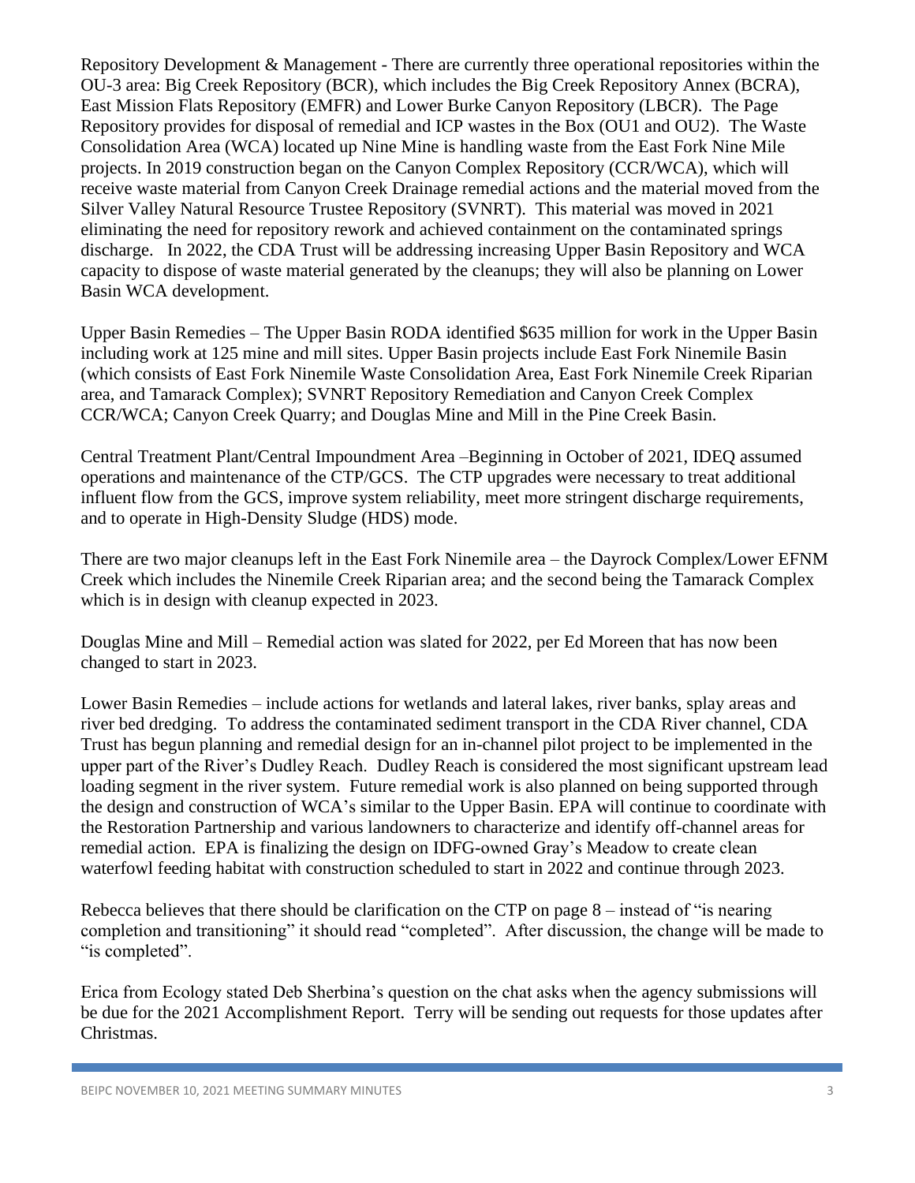Repository Development & Management - There are currently three operational repositories within the OU-3 area: Big Creek Repository (BCR), which includes the Big Creek Repository Annex (BCRA), East Mission Flats Repository (EMFR) and Lower Burke Canyon Repository (LBCR). The Page Repository provides for disposal of remedial and ICP wastes in the Box (OU1 and OU2). The Waste Consolidation Area (WCA) located up Nine Mine is handling waste from the East Fork Nine Mile projects. In 2019 construction began on the Canyon Complex Repository (CCR/WCA), which will receive waste material from Canyon Creek Drainage remedial actions and the material moved from the Silver Valley Natural Resource Trustee Repository (SVNRT). This material was moved in 2021 eliminating the need for repository rework and achieved containment on the contaminated springs discharge. In 2022, the CDA Trust will be addressing increasing Upper Basin Repository and WCA capacity to dispose of waste material generated by the cleanups; they will also be planning on Lower Basin WCA development.

Upper Basin Remedies – The Upper Basin RODA identified $635 million for work in the Upper Basin including work at 125 mine and mill sites. Upper Basin projects include East Fork Ninemile Basin (which consists of East Fork Ninemile Waste Consolidation Area, East Fork Ninemile Creek Riparian area, and Tamarack Complex); SVNRT Repository Remediation and Canyon Creek Complex CCR/WCA; Canyon Creek Quarry; and Douglas Mine and Mill in the Pine Creek Basin.

Central Treatment Plant/Central Impoundment Area –Beginning in October of 2021, IDEQ assumed operations and maintenance of the CTP/GCS. The CTP upgrades were necessary to treat additional influent flow from the GCS, improve system reliability, meet more stringent discharge requirements, and to operate in High-Density Sludge (HDS) mode.

There are two major cleanups left in the East Fork Ninemile area – the Dayrock Complex/Lower EFNM Creek which includes the Ninemile Creek Riparian area; and the second being the Tamarack Complex which is in design with cleanup expected in 2023.

Douglas Mine and Mill – Remedial action was slated for 2022, per Ed Moreen that has now been changed to start in 2023.

Lower Basin Remedies – include actions for wetlands and lateral lakes, river banks, splay areas and river bed dredging. To address the contaminated sediment transport in the CDA River channel, CDA Trust has begun planning and remedial design for an in-channel pilot project to be implemented in the upper part of the River's Dudley Reach. Dudley Reach is considered the most significant upstream lead loading segment in the river system. Future remedial work is also planned on being supported through the design and construction of WCA's similar to the Upper Basin. EPA will continue to coordinate with the Restoration Partnership and various landowners to characterize and identify off-channel areas for remedial action. EPA is finalizing the design on IDFG-owned Gray's Meadow to create clean waterfowl feeding habitat with construction scheduled to start in 2022 and continue through 2023.

Rebecca believes that there should be clarification on the CTP on page 8 – instead of "is nearing completion and transitioning" it should read "completed". After discussion, the change will be made to "is completed".

Erica from Ecology stated Deb Sherbina's question on the chat asks when the agency submissions will be due for the 2021 Accomplishment Report. Terry will be sending out requests for those updates after Christmas.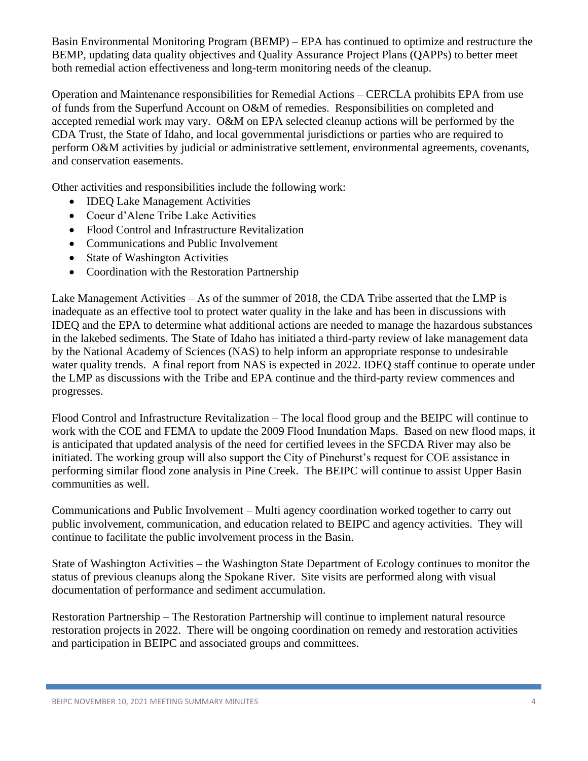Basin Environmental Monitoring Program (BEMP) – EPA has continued to optimize and restructure the BEMP, updating data quality objectives and Quality Assurance Project Plans (QAPPs) to better meet both remedial action effectiveness and long-term monitoring needs of the cleanup.

Operation and Maintenance responsibilities for Remedial Actions – CERCLA prohibits EPA from use of funds from the Superfund Account on O&M of remedies. Responsibilities on completed and accepted remedial work may vary. O&M on EPA selected cleanup actions will be performed by the CDA Trust, the State of Idaho, and local governmental jurisdictions or parties who are required to perform O&M activities by judicial or administrative settlement, environmental agreements, covenants, and conservation easements.

Other activities and responsibilities include the following work:

- IDEQ Lake Management Activities
- Coeur d'Alene Tribe Lake Activities
- Flood Control and Infrastructure Revitalization
- Communications and Public Involvement
- State of Washington Activities
- Coordination with the Restoration Partnership

Lake Management Activities – As of the summer of 2018, the CDA Tribe asserted that the LMP is inadequate as an effective tool to protect water quality in the lake and has been in discussions with IDEQ and the EPA to determine what additional actions are needed to manage the hazardous substances in the lakebed sediments. The State of Idaho has initiated a third-party review of lake management data by the National Academy of Sciences (NAS) to help inform an appropriate response to undesirable water quality trends. A final report from NAS is expected in 2022. IDEQ staff continue to operate under the LMP as discussions with the Tribe and EPA continue and the third-party review commences and progresses.

Flood Control and Infrastructure Revitalization – The local flood group and the BEIPC will continue to work with the COE and FEMA to update the 2009 Flood Inundation Maps. Based on new flood maps, it is anticipated that updated analysis of the need for certified levees in the SFCDA River may also be initiated. The working group will also support the City of Pinehurst's request for COE assistance in performing similar flood zone analysis in Pine Creek. The BEIPC will continue to assist Upper Basin communities as well.

Communications and Public Involvement – Multi agency coordination worked together to carry out public involvement, communication, and education related to BEIPC and agency activities. They will continue to facilitate the public involvement process in the Basin.

State of Washington Activities – the Washington State Department of Ecology continues to monitor the status of previous cleanups along the Spokane River. Site visits are performed along with visual documentation of performance and sediment accumulation.

Restoration Partnership – The Restoration Partnership will continue to implement natural resource restoration projects in 2022. There will be ongoing coordination on remedy and restoration activities and participation in BEIPC and associated groups and committees.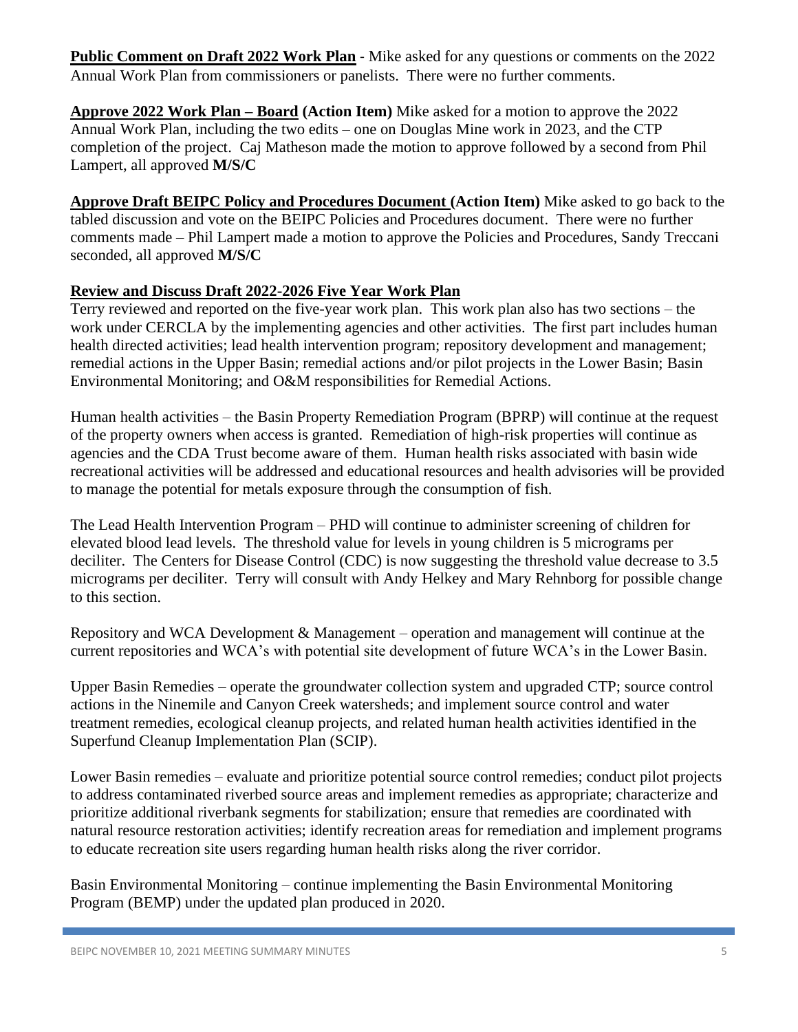**Public Comment on Draft 2022 Work Plan** - Mike asked for any questions or comments on the 2022 Annual Work Plan from commissioners or panelists. There were no further comments.

**Approve 2022 Work Plan – Board (Action Item)** Mike asked for a motion to approve the 2022 Annual Work Plan, including the two edits – one on Douglas Mine work in 2023, and the CTP completion of the project. Caj Matheson made the motion to approve followed by a second from Phil Lampert, all approved **M/S/C**

**Approve Draft BEIPC Policy and Procedures Document (Action Item)** Mike asked to go back to the tabled discussion and vote on the BEIPC Policies and Procedures document. There were no further comments made – Phil Lampert made a motion to approve the Policies and Procedures, Sandy Treccani seconded, all approved **M/S/C**

**Review and Discuss Draft 2022-2026 Five Year Work Plan**

Terry reviewed and reported on the five-year work plan. This work plan also has two sections – the work under CERCLA by the implementing agencies and other activities. The first part includes human health directed activities; lead health intervention program; repository development and management; remedial actions in the Upper Basin; remedial actions and/or pilot projects in the Lower Basin; Basin Environmental Monitoring; and O&M responsibilities for Remedial Actions.

Human health activities – the Basin Property Remediation Program (BPRP) will continue at the request of the property owners when access is granted. Remediation of high-risk properties will continue as agencies and the CDA Trust become aware of them. Human health risks associated with basin wide recreational activities will be addressed and educational resources and health advisories will be provided to manage the potential for metals exposure through the consumption of fish.

The Lead Health Intervention Program – PHD will continue to administer screening of children for elevated blood lead levels. The threshold value for levels in young children is 5 micrograms per deciliter. The Centers for Disease Control (CDC) is now suggesting the threshold value decrease to 3.5 micrograms per deciliter. Terry will consult with Andy Helkey and Mary Rehnborg for possible change to this section.

Repository and WCA Development & Management – operation and management will continue at the current repositories and WCA's with potential site development of future WCA's in the Lower Basin.

Upper Basin Remedies – operate the groundwater collection system and upgraded CTP; source control actions in the Ninemile and Canyon Creek watersheds; and implement source control and water treatment remedies, ecological cleanup projects, and related human health activities identified in the Superfund Cleanup Implementation Plan (SCIP).

Lower Basin remedies – evaluate and prioritize potential source control remedies; conduct pilot projects to address contaminated riverbed source areas and implement remedies as appropriate; characterize and prioritize additional riverbank segments for stabilization; ensure that remedies are coordinated with natural resource restoration activities; identify recreation areas for remediation and implement programs to educate recreation site users regarding human health risks along the river corridor.

Basin Environmental Monitoring – continue implementing the Basin Environmental Monitoring Program (BEMP) under the updated plan produced in 2020.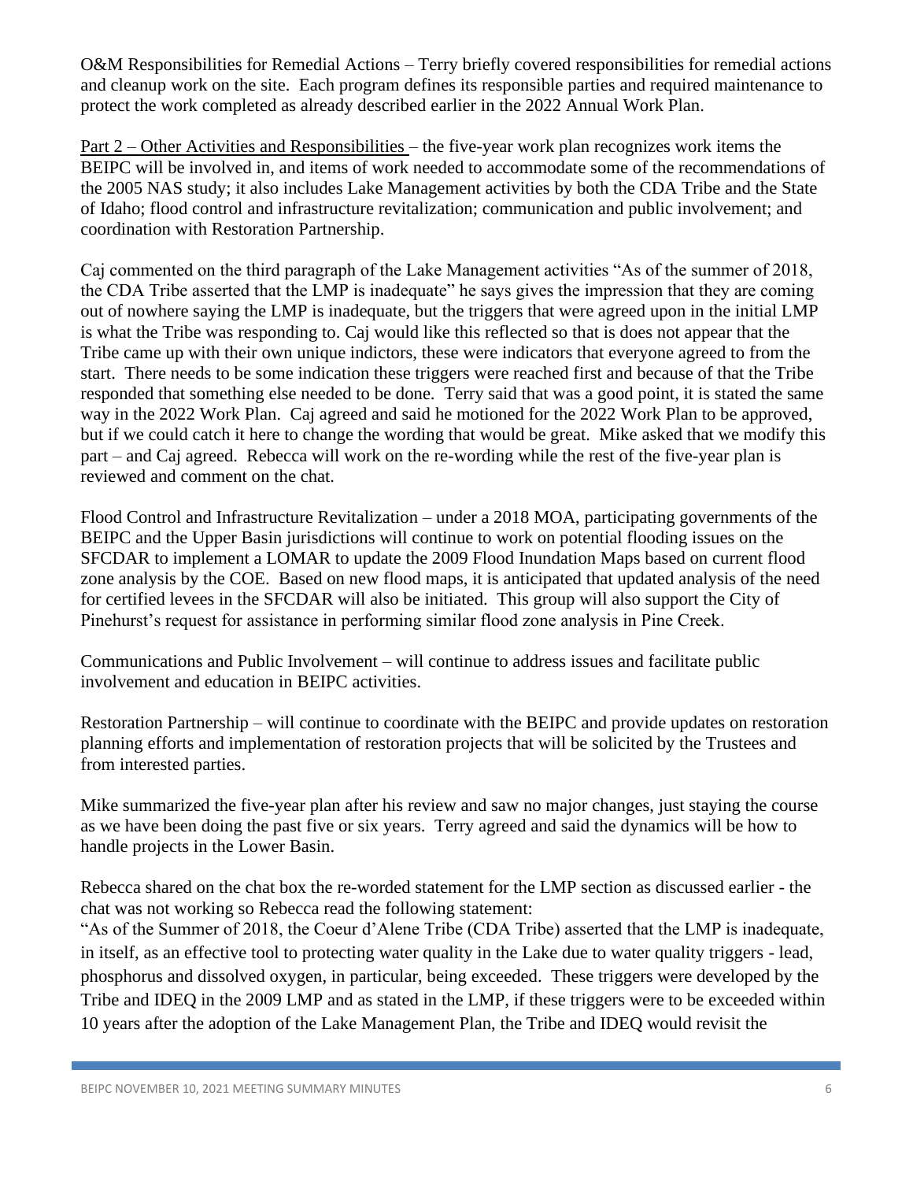O&M Responsibilities for Remedial Actions – Terry briefly covered responsibilities for remedial actions and cleanup work on the site. Each program defines its responsible parties and required maintenance to protect the work completed as already described earlier in the 2022 Annual Work Plan.

<u>Part 2 – Other Activities and Responsibilities</u> – the five-year work plan recognizes work items the BEIPC will be involved in, and items of work needed to accommodate some of the recommendations of the 2005 NAS study; it also includes Lake Management activities by both the CDA Tribe and the State of Idaho; flood control and infrastructure revitalization; communication and public involvement; and coordination with Restoration Partnership.

Caj commented on the third paragraph of the Lake Management activities "As of the summer of 2018, the CDA Tribe asserted that the LMP is inadequate" he says gives the impression that they are coming out of nowhere saying the LMP is inadequate, but the triggers that were agreed upon in the initial LMP is what the Tribe was responding to. Caj would like this reflected so that is does not appear that the Tribe came up with their own unique indictors, these were indicators that everyone agreed to from the start. There needs to be some indication these triggers were reached first and because of that the Tribe responded that something else needed to be done. Terry said that was a good point, it is stated the same way in the 2022 Work Plan. Caj agreed and said he motioned for the 2022 Work Plan to be approved, but if we could catch it here to change the wording that would be great. Mike asked that we modify this part – and Caj agreed. Rebecca will work on the re-wording while the rest of the five-year plan is reviewed and comment on the chat.

Flood Control and Infrastructure Revitalization – under a 2018 MOA, participating governments of the BEIPC and the Upper Basin jurisdictions will continue to work on potential flooding issues on the SFCDAR to implement a LOMAR to update the 2009 Flood Inundation Maps based on current flood zone analysis by the COE. Based on new flood maps, it is anticipated that updated analysis of the need for certified levees in the SFCDAR will also be initiated. This group will also support the City of Pinehurst's request for assistance in performing similar flood zone analysis in Pine Creek.

Communications and Public Involvement – will continue to address issues and facilitate public involvement and education in BEIPC activities.

Restoration Partnership – will continue to coordinate with the BEIPC and provide updates on restoration planning efforts and implementation of restoration projects that will be solicited by the Trustees and from interested parties.

Mike summarized the five-year plan after his review and saw no major changes, just staying the course as we have been doing the past five or six years. Terry agreed and said the dynamics will be how to handle projects in the Lower Basin.

Rebecca shared on the chat box the re-worded statement for the LMP section as discussed earlier - the chat was not working so Rebecca read the following statement:
"As of the Summer of 2018, the Coeur d'Alene Tribe (CDA Tribe) asserted that the LMP is inadequate, in itself, as an effective tool to protecting water quality in the Lake due to water quality triggers - lead, phosphorus and dissolved oxygen, in particular, being exceeded. These triggers were developed by the Tribe and IDEQ in the 2009 LMP and as stated in the LMP, if these triggers were to be exceeded within 10 years after the adoption of the Lake Management Plan, the Tribe and IDEQ would revisit the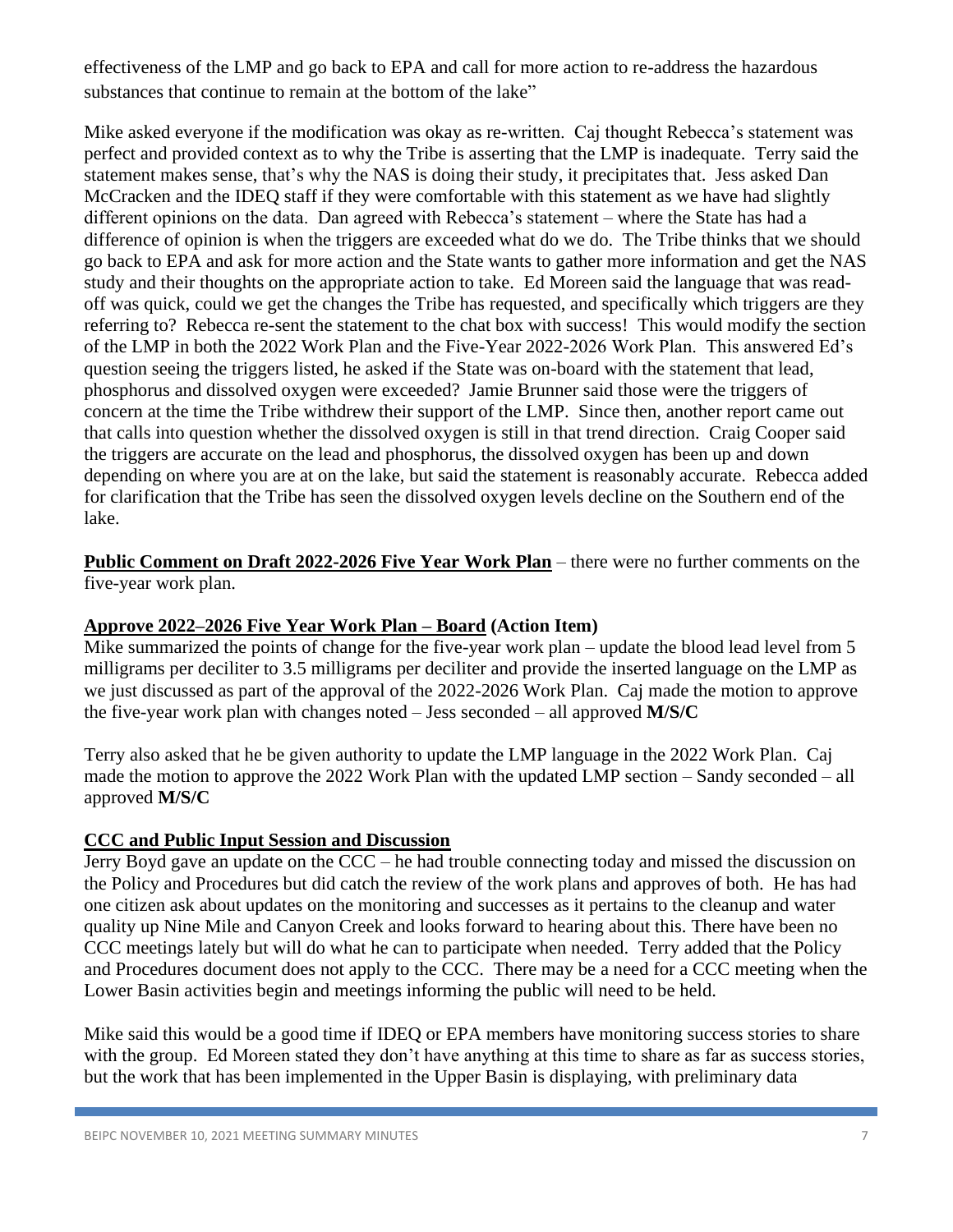effectiveness of the LMP and go back to EPA and call for more action to re-address the hazardous substances that continue to remain at the bottom of the lake"

Mike asked everyone if the modification was okay as re-written. Caj thought Rebecca's statement was perfect and provided context as to why the Tribe is asserting that the LMP is inadequate. Terry said the statement makes sense, that's why the NAS is doing their study, it precipitates that. Jess asked Dan McCracken and the IDEQ staff if they were comfortable with this statement as we have had slightly different opinions on the data. Dan agreed with Rebecca's statement – where the State has had a difference of opinion is when the triggers are exceeded what do we do. The Tribe thinks that we should go back to EPA and ask for more action and the State wants to gather more information and get the NAS study and their thoughts on the appropriate action to take. Ed Moreen said the language that was read-off was quick, could we get the changes the Tribe has requested, and specifically which triggers are they referring to? Rebecca re-sent the statement to the chat box with success! This would modify the section of the LMP in both the 2022 Work Plan and the Five-Year 2022-2026 Work Plan. This answered Ed's question seeing the triggers listed, he asked if the State was on-board with the statement that lead, phosphorus and dissolved oxygen were exceeded? Jamie Brunner said those were the triggers of concern at the time the Tribe withdrew their support of the LMP. Since then, another report came out that calls into question whether the dissolved oxygen is still in that trend direction. Craig Cooper said the triggers are accurate on the lead and phosphorus, the dissolved oxygen has been up and down depending on where you are at on the lake, but said the statement is reasonably accurate. Rebecca added for clarification that the Tribe has seen the dissolved oxygen levels decline on the Southern end of the lake.

**Public Comment on Draft 2022-2026 Five Year Work Plan** – there were no further comments on the five-year work plan.

**Approve 2022–2026 Five Year Work Plan – Board (Action Item)**

Mike summarized the points of change for the five-year work plan – update the blood lead level from 5 milligrams per deciliter to 3.5 milligrams per deciliter and provide the inserted language on the LMP as we just discussed as part of the approval of the 2022-2026 Work Plan. Caj made the motion to approve the five-year work plan with changes noted – Jess seconded – all approved **M/S/C**

Terry also asked that he be given authority to update the LMP language in the 2022 Work Plan. Caj made the motion to approve the 2022 Work Plan with the updated LMP section – Sandy seconded – all approved **M/S/C**

**CCC and Public Input Session and Discussion**

Jerry Boyd gave an update on the CCC – he had trouble connecting today and missed the discussion on the Policy and Procedures but did catch the review of the work plans and approves of both. He has had one citizen ask about updates on the monitoring and successes as it pertains to the cleanup and water quality up Nine Mile and Canyon Creek and looks forward to hearing about this. There have been no CCC meetings lately but will do what he can to participate when needed. Terry added that the Policy and Procedures document does not apply to the CCC. There may be a need for a CCC meeting when the Lower Basin activities begin and meetings informing the public will need to be held.

Mike said this would be a good time if IDEQ or EPA members have monitoring success stories to share with the group. Ed Moreen stated they don't have anything at this time to share as far as success stories, but the work that has been implemented in the Upper Basin is displaying, with preliminary data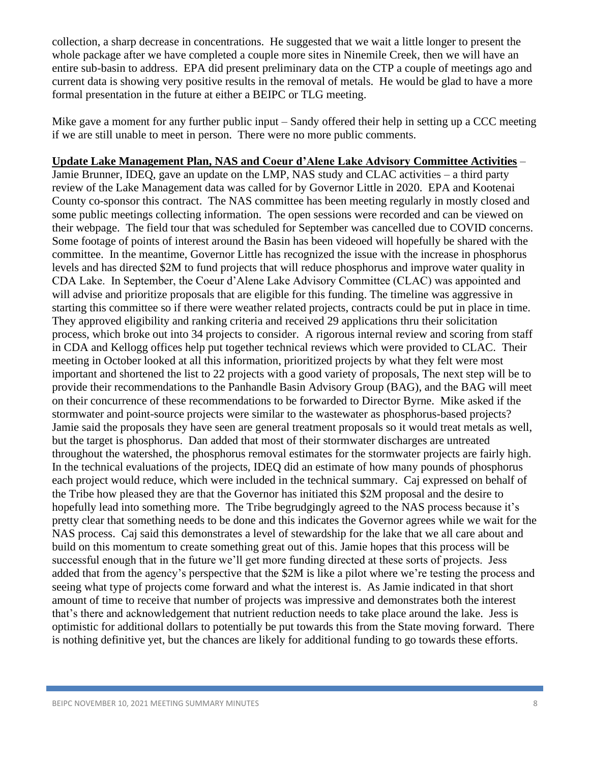collection, a sharp decrease in concentrations. He suggested that we wait a little longer to present the whole package after we have completed a couple more sites in Ninemile Creek, then we will have an entire sub-basin to address. EPA did present preliminary data on the CTP a couple of meetings ago and current data is showing very positive results in the removal of metals. He would be glad to have a more formal presentation in the future at either a BEIPC or TLG meeting.

Mike gave a moment for any further public input – Sandy offered their help in setting up a CCC meeting if we are still unable to meet in person. There were no more public comments.

**Update Lake Management Plan, NAS and Coeur d'Alene Lake Advisory Committee Activities** – Jamie Brunner, IDEQ, gave an update on the LMP, NAS study and CLAC activities – a third party review of the Lake Management data was called for by Governor Little in 2020. EPA and Kootenai County co-sponsor this contract. The NAS committee has been meeting regularly in mostly closed and some public meetings collecting information. The open sessions were recorded and can be viewed on their webpage. The field tour that was scheduled for September was cancelled due to COVID concerns. Some footage of points of interest around the Basin has been videoed will hopefully be shared with the committee. In the meantime, Governor Little has recognized the issue with the increase in phosphorus levels and has directed $2M to fund projects that will reduce phosphorus and improve water quality in CDA Lake. In September, the Coeur d'Alene Lake Advisory Committee (CLAC) was appointed and will advise and prioritize proposals that are eligible for this funding. The timeline was aggressive in starting this committee so if there were weather related projects, contracts could be put in place in time. They approved eligibility and ranking criteria and received 29 applications thru their solicitation process, which broke out into 34 projects to consider. A rigorous internal review and scoring from staff in CDA and Kellogg offices help put together technical reviews which were provided to CLAC. Their meeting in October looked at all this information, prioritized projects by what they felt were most important and shortened the list to 22 projects with a good variety of proposals, The next step will be to provide their recommendations to the Panhandle Basin Advisory Group (BAG), and the BAG will meet on their concurrence of these recommendations to be forwarded to Director Byrne. Mike asked if the stormwater and point-source projects were similar to the wastewater as phosphorus-based projects? Jamie said the proposals they have seen are general treatment proposals so it would treat metals as well, but the target is phosphorus. Dan added that most of their stormwater discharges are untreated throughout the watershed, the phosphorus removal estimates for the stormwater projects are fairly high. In the technical evaluations of the projects, IDEQ did an estimate of how many pounds of phosphorus each project would reduce, which were included in the technical summary. Caj expressed on behalf of the Tribe how pleased they are that the Governor has initiated this $2M proposal and the desire to hopefully lead into something more. The Tribe begrudgingly agreed to the NAS process because it's pretty clear that something needs to be done and this indicates the Governor agrees while we wait for the NAS process. Caj said this demonstrates a level of stewardship for the lake that we all care about and build on this momentum to create something great out of this. Jamie hopes that this process will be successful enough that in the future we'll get more funding directed at these sorts of projects. Jess added that from the agency's perspective that the $2M is like a pilot where we're testing the process and seeing what type of projects come forward and what the interest is. As Jamie indicated in that short amount of time to receive that number of projects was impressive and demonstrates both the interest that's there and acknowledgement that nutrient reduction needs to take place around the lake. Jess is optimistic for additional dollars to potentially be put towards this from the State moving forward. There is nothing definitive yet, but the chances are likely for additional funding to go towards these efforts.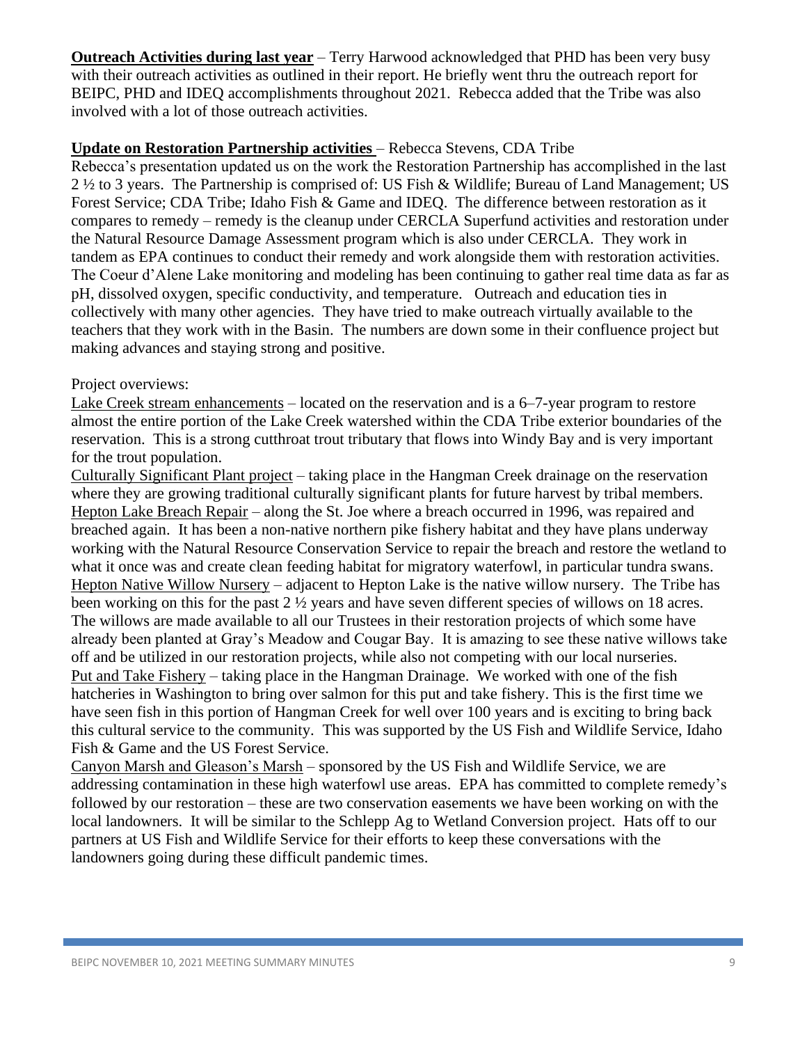**<u>Outreach Activities during last year</u>** – Terry Harwood acknowledged that PHD has been very busy with their outreach activities as outlined in their report. He briefly went thru the outreach report for BEIPC, PHD and IDEQ accomplishments throughout 2021. Rebecca added that the Tribe was also involved with a lot of those outreach activities.

**<u>Update on Restoration Partnership activities</u>** – Rebecca Stevens, CDA Tribe

Rebecca's presentation updated us on the work the Restoration Partnership has accomplished in the last 2 ½ to 3 years. The Partnership is comprised of: US Fish & Wildlife; Bureau of Land Management; US Forest Service; CDA Tribe; Idaho Fish & Game and IDEQ. The difference between restoration as it compares to remedy – remedy is the cleanup under CERCLA Superfund activities and restoration under the Natural Resource Damage Assessment program which is also under CERCLA. They work in tandem as EPA continues to conduct their remedy and work alongside them with restoration activities. The Coeur d'Alene Lake monitoring and modeling has been continuing to gather real time data as far as pH, dissolved oxygen, specific conductivity, and temperature. Outreach and education ties in collectively with many other agencies. They have tried to make outreach virtually available to the teachers that they work with in the Basin. The numbers are down some in their confluence project but making advances and staying strong and positive.

Project overviews:

<u>Lake Creek stream enhancements</u> – located on the reservation and is a 6–7-year program to restore almost the entire portion of the Lake Creek watershed within the CDA Tribe exterior boundaries of the reservation. This is a strong cutthroat trout tributary that flows into Windy Bay and is very important for the trout population.

<u>Culturally Significant Plant project</u> – taking place in the Hangman Creek drainage on the reservation where they are growing traditional culturally significant plants for future harvest by tribal members.

<u>Hepton Lake Breach Repair</u> – along the St. Joe where a breach occurred in 1996, was repaired and breached again. It has been a non-native northern pike fishery habitat and they have plans underway working with the Natural Resource Conservation Service to repair the breach and restore the wetland to what it once was and create clean feeding habitat for migratory waterfowl, in particular tundra swans.

<u>Hepton Native Willow Nursery</u> – adjacent to Hepton Lake is the native willow nursery. The Tribe has been working on this for the past 2 ½ years and have seven different species of willows on 18 acres. The willows are made available to all our Trustees in their restoration projects of which some have already been planted at Gray's Meadow and Cougar Bay. It is amazing to see these native willows take off and be utilized in our restoration projects, while also not competing with our local nurseries.

<u>Put and Take Fishery</u> – taking place in the Hangman Drainage. We worked with one of the fish hatcheries in Washington to bring over salmon for this put and take fishery. This is the first time we have seen fish in this portion of Hangman Creek for well over 100 years and is exciting to bring back this cultural service to the community. This was supported by the US Fish and Wildlife Service, Idaho Fish & Game and the US Forest Service.

<u>Canyon Marsh and Gleason's Marsh</u> – sponsored by the US Fish and Wildlife Service, we are addressing contamination in these high waterfowl use areas. EPA has committed to complete remedy's followed by our restoration – these are two conservation easements we have been working on with the local landowners. It will be similar to the Schlepp Ag to Wetland Conversion project. Hats off to our partners at US Fish and Wildlife Service for their efforts to keep these conversations with the landowners going during these difficult pandemic times.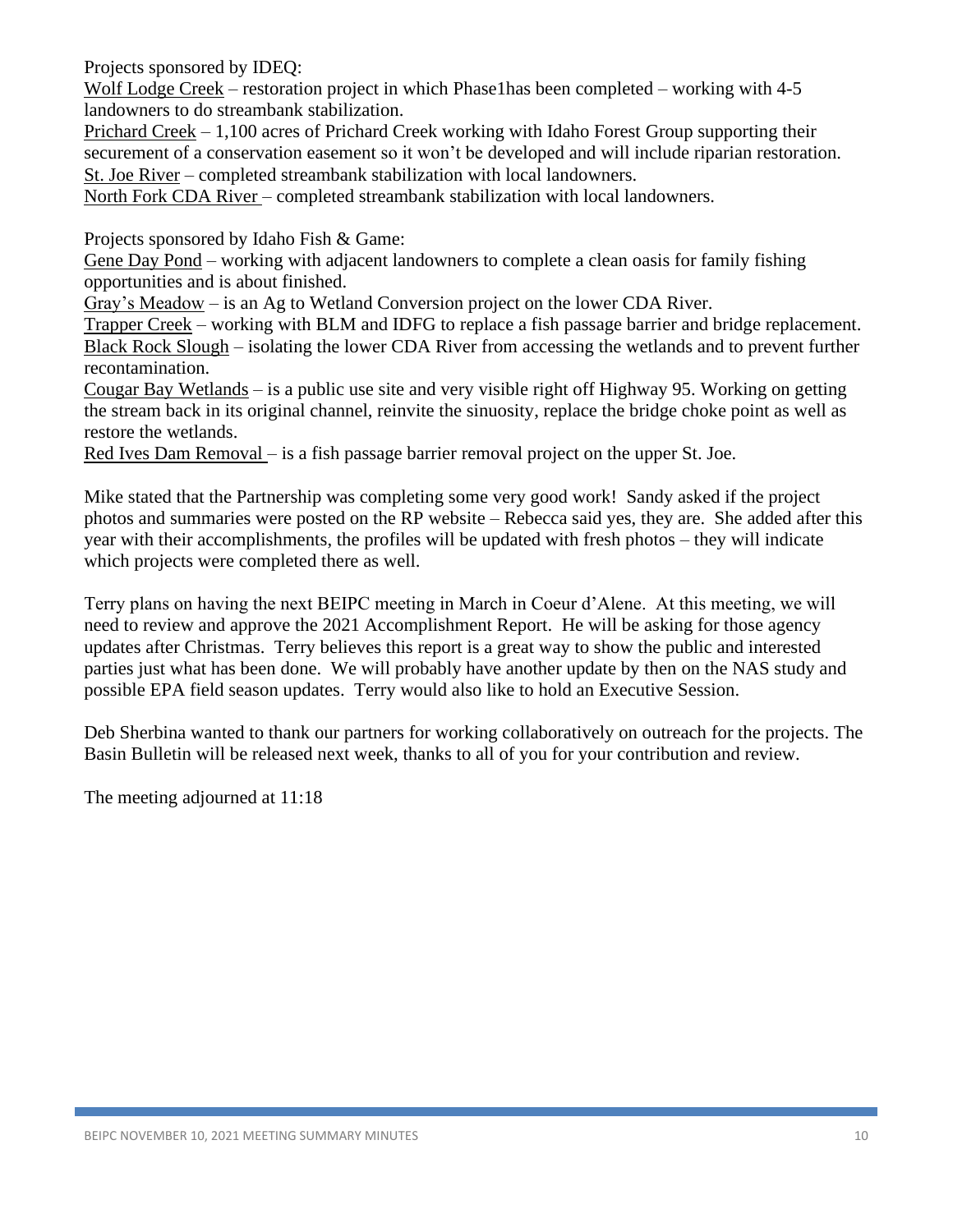Projects sponsored by IDEQ:

Wolf Lodge Creek – restoration project in which Phase1has been completed – working with 4-5 landowners to do streambank stabilization.

Prichard Creek – 1,100 acres of Prichard Creek working with Idaho Forest Group supporting their securement of a conservation easement so it won't be developed and will include riparian restoration.

St. Joe River – completed streambank stabilization with local landowners.

North Fork CDA River – completed streambank stabilization with local landowners.

Projects sponsored by Idaho Fish & Game:

Gene Day Pond – working with adjacent landowners to complete a clean oasis for family fishing opportunities and is about finished.

Gray's Meadow – is an Ag to Wetland Conversion project on the lower CDA River.

Trapper Creek – working with BLM and IDFG to replace a fish passage barrier and bridge replacement.

Black Rock Slough – isolating the lower CDA River from accessing the wetlands and to prevent further recontamination.

Cougar Bay Wetlands – is a public use site and very visible right off Highway 95. Working on getting the stream back in its original channel, reinvite the sinuosity, replace the bridge choke point as well as restore the wetlands.

Red Ives Dam Removal – is a fish passage barrier removal project on the upper St. Joe.

Mike stated that the Partnership was completing some very good work! Sandy asked if the project photos and summaries were posted on the RP website – Rebecca said yes, they are. She added after this year with their accomplishments, the profiles will be updated with fresh photos – they will indicate which projects were completed there as well.

Terry plans on having the next BEIPC meeting in March in Coeur d'Alene. At this meeting, we will need to review and approve the 2021 Accomplishment Report. He will be asking for those agency updates after Christmas. Terry believes this report is a great way to show the public and interested parties just what has been done. We will probably have another update by then on the NAS study and possible EPA field season updates. Terry would also like to hold an Executive Session.

Deb Sherbina wanted to thank our partners for working collaboratively on outreach for the projects. The Basin Bulletin will be released next week, thanks to all of you for your contribution and review.

The meeting adjourned at 11:18